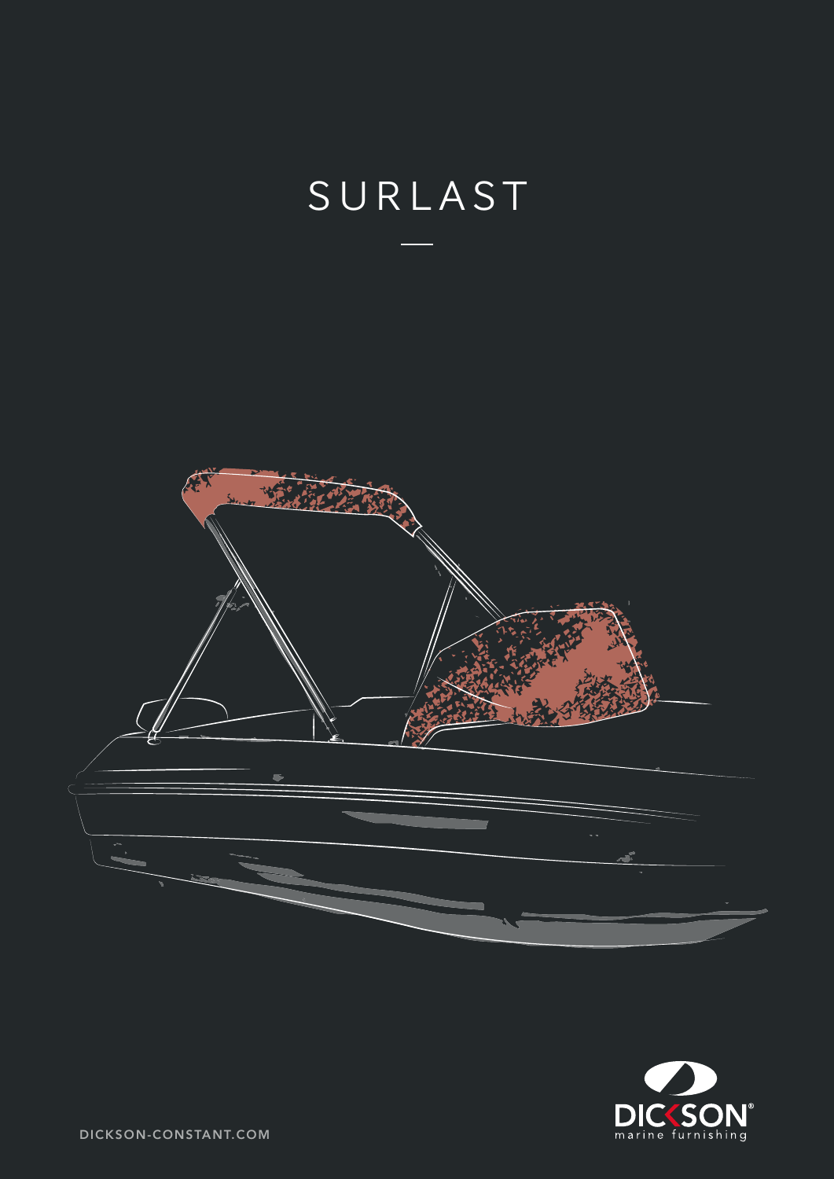# SURLAST

DICKSON-CONSTANT.COM

DICKSON marine furnishing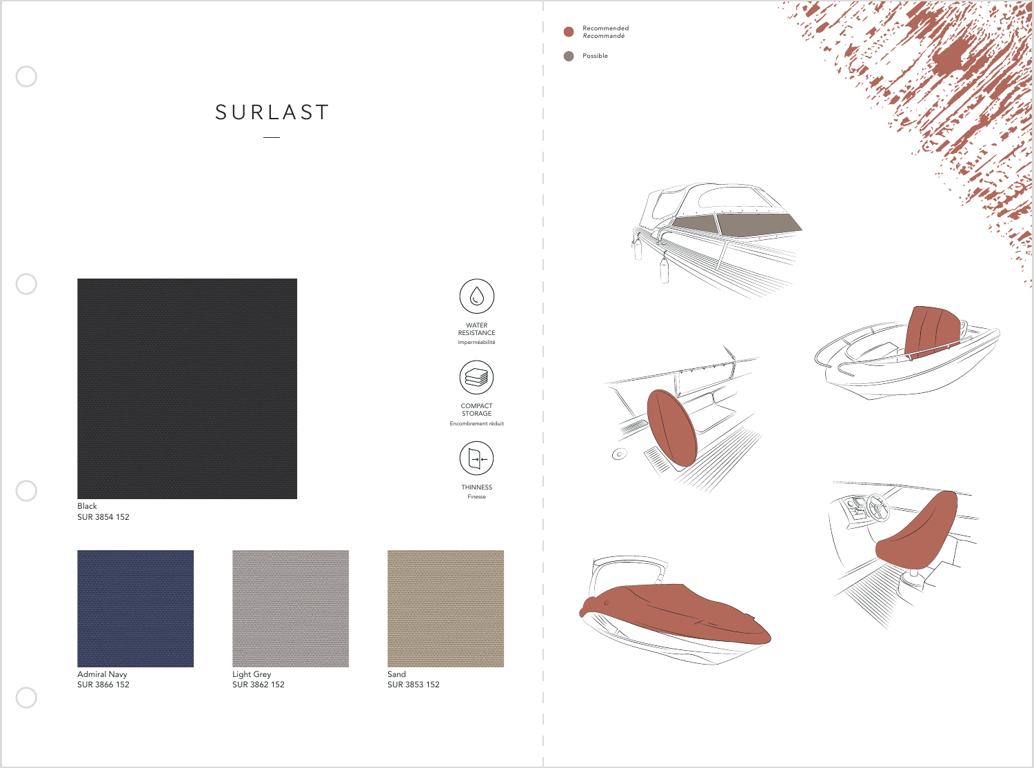# SURLAST

Black
SUR 3854 152

WATER RESISTANCE
Imperméabilité

COMPACT STORAGE
Encombrement réduit

THINNESS
Finesse

Admiral Navy
SUR 3866 152

Light Grey
SUR 3862 152

Sand
SUR 3853 152

Recommended
*Recommandé*

Possible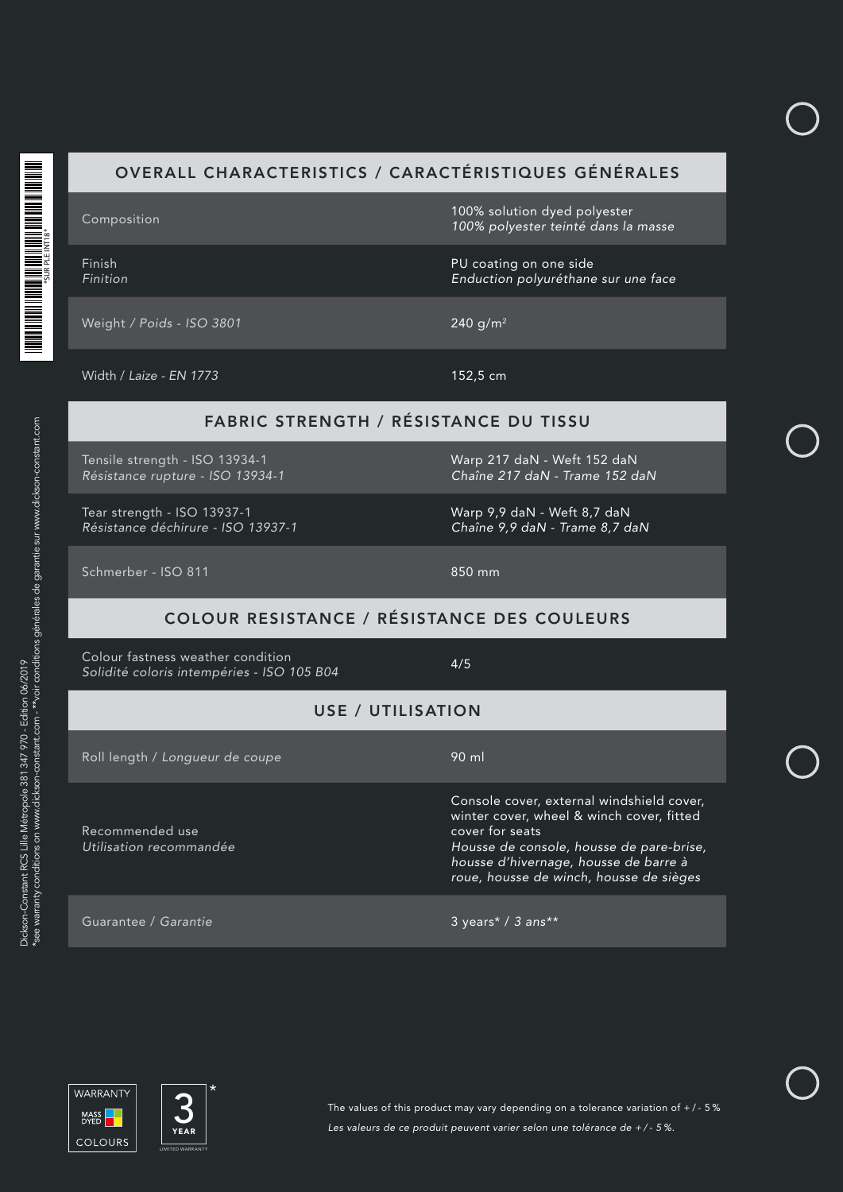## OVERALL CHARACTERISTICS / CARACTÉRISTIQUES GÉNÉRALES

| | |
|---|---|
| Composition | 100% solution dyed polyester<br>*100% polyester teinté dans la masse* |
| Finish<br>*Finition* | PU coating on one side<br>*Enduction polyuréthane sur une face* |
| Weight / *Poids - ISO 3801* | 240 g/m² |
| Width / *Laize - EN 1773* | 152,5 cm |

## FABRIC STRENGTH / RÉSISTANCE DU TISSU

| | |
|---|---|
| Tensile strength - ISO 13934-1<br>*Résistance rupture - ISO 13934-1* | Warp 217 daN - Weft 152 daN<br>*Chaîne 217 daN - Trame 152 daN* |
| Tear strength - ISO 13937-1<br>*Résistance déchirure - ISO 13937-1* | Warp 9,9 daN - Weft 8,7 daN<br>*Chaîne 9,9 daN - Trame 8,7 daN* |
| Schmerber - ISO 811 | 850 mm |

## COLOUR RESISTANCE / RÉSISTANCE DES COULEURS

| | |
|---|---|
| Colour fastness weather condition<br>*Solidité coloris intempéries - ISO 105 B04* | 4/5 |

## USE / UTILISATION

| | |
|---|---|
| Roll length / *Longueur de coupe* | 90 ml |
| Recommended use<br>*Utilisation recommandée* | Console cover, external windshield cover, winter cover, wheel & winch cover, fitted cover for seats<br>*Housse de console, housse de pare-brise, housse d'hivernage, housse de barre à roue, housse de winch, housse de sièges* |
| Guarantee / *Garantie* | 3 years* / *3 ans*** |

*SUR PLE INT18*

Dickson-Constant RCS Lille Métropole 381 347 970 - Edition 06/2019
*see warranty conditions on www.dickson-constant.com - **voir conditions générales de garantie sur www.dickson-constant.com

WARRANTY MASS DYED COLOURS

3 YEAR* LIMITED WARRANTY

The values of this product may vary depending on a tolerance variation of +/- 5%

*Les valeurs de ce produit peuvent varier selon une tolérance de +/- 5%.*